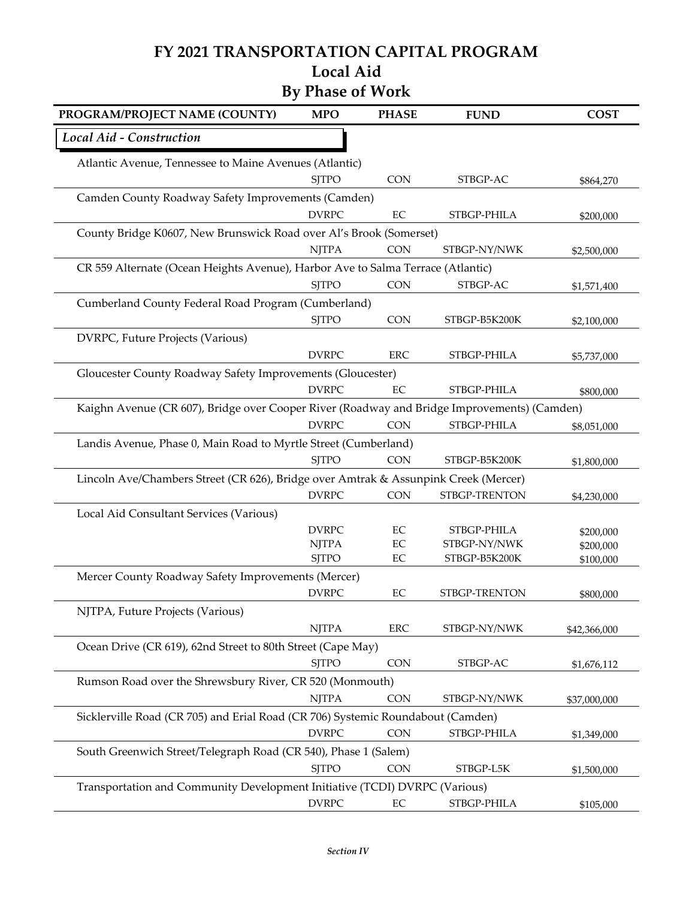# FY 2021 TRANSPORTATION CAPITAL PROGRAM
## Local Aid
## By Phase of Work

| PROGRAM/PROJECT NAME (COUNTY) | MPO | PHASE | FUND | COST |
|---|---|---|---|---|
| ***Local Aid - Construction*** | | | | |
| Atlantic Avenue, Tennessee to Maine Avenues (Atlantic) | | | | |
| | SJTPO | CON | STBGP-AC | $864,270 |
| Camden County Roadway Safety Improvements (Camden) | | | | |
| | DVRPC | EC | STBGP-PHILA | $200,000 |
| County Bridge K0607, New Brunswick Road over Al's Brook (Somerset) | | | | |
| | NJTPA | CON | STBGP-NY/NWK | $2,500,000 |
| CR 559 Alternate (Ocean Heights Avenue), Harbor Ave to Salma Terrace (Atlantic) | | | | |
| | SJTPO | CON | STBGP-AC | $1,571,400 |
| Cumberland County Federal Road Program (Cumberland) | | | | |
| | SJTPO | CON | STBGP-B5K200K | $2,100,000 |
| DVRPC, Future Projects (Various) | | | | |
| | DVRPC | ERC | STBGP-PHILA | $5,737,000 |
| Gloucester County Roadway Safety Improvements (Gloucester) | | | | |
| | DVRPC | EC | STBGP-PHILA | $800,000 |
| Kaighn Avenue (CR 607), Bridge over Cooper River (Roadway and Bridge Improvements) (Camden) | | | | |
| | DVRPC | CON | STBGP-PHILA | $8,051,000 |
| Landis Avenue, Phase 0, Main Road to Myrtle Street (Cumberland) | | | | |
| | SJTPO | CON | STBGP-B5K200K | $1,800,000 |
| Lincoln Ave/Chambers Street (CR 626), Bridge over Amtrak & Assunpink Creek (Mercer) | | | | |
| | DVRPC | CON | STBGP-TRENTON | $4,230,000 |
| Local Aid Consultant Services (Various) | | | | |
| | DVRPC | EC | STBGP-PHILA | $200,000 |
| | NJTPA | EC | STBGP-NY/NWK | $200,000 |
| | SJTPO | EC | STBGP-B5K200K | $100,000 |
| Mercer County Roadway Safety Improvements (Mercer) | | | | |
| | DVRPC | EC | STBGP-TRENTON | $800,000 |
| NJTPA, Future Projects (Various) | | | | |
| | NJTPA | ERC | STBGP-NY/NWK | $42,366,000 |
| Ocean Drive (CR 619), 62nd Street to 80th Street (Cape May) | | | | |
| | SJTPO | CON | STBGP-AC | $1,676,112 |
| Rumson Road over the Shrewsbury River, CR 520 (Monmouth) | | | | |
| | NJTPA | CON | STBGP-NY/NWK | $37,000,000 |
| Sicklerville Road (CR 705) and Erial Road (CR 706) Systemic Roundabout (Camden) | | | | |
| | DVRPC | CON | STBGP-PHILA | $1,349,000 |
| South Greenwich Street/Telegraph Road (CR 540), Phase 1 (Salem) | | | | |
| | SJTPO | CON | STBGP-L5K | $1,500,000 |
| Transportation and Community Development Initiative (TCDI) DVRPC (Various) | | | | |
| | DVRPC | EC | STBGP-PHILA | $105,000 |

*Section IV*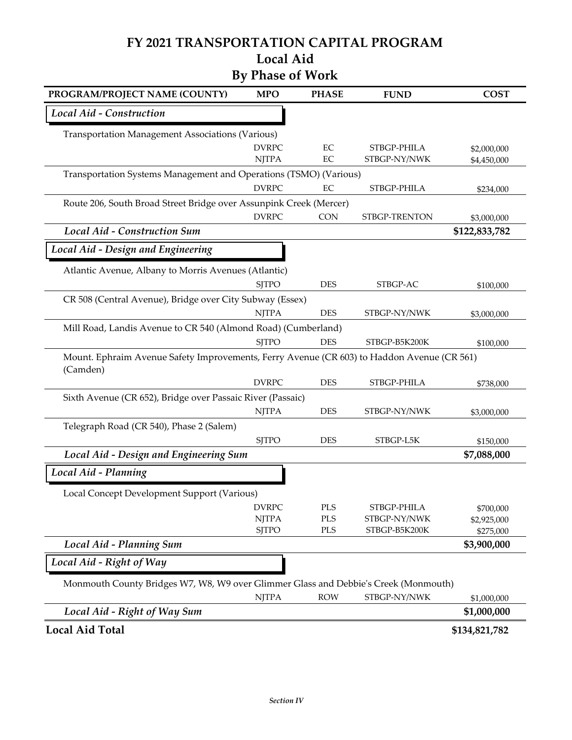# FY 2021 TRANSPORTATION CAPITAL PROGRAM
## Local Aid
## By Phase of Work

| PROGRAM/PROJECT NAME (COUNTY) | MPO | PHASE | FUND | COST |
|---|---|---|---|---|
| ***Local Aid - Construction*** | | | | |
| Transportation Management Associations (Various) | | | | |
| | DVRPC | EC | STBGP-PHILA | $2,000,000 |
| | NJTPA | EC | STBGP-NY/NWK | $4,450,000 |
| Transportation Systems Management and Operations (TSMO) (Various) | | | | |
| | DVRPC | EC | STBGP-PHILA | $234,000 |
| Route 206, South Broad Street Bridge over Assunpink Creek (Mercer) | | | | |
| | DVRPC | CON | STBGP-TRENTON | $3,000,000 |
| ***Local Aid - Construction Sum*** | | | | **$122,833,782** |
| ***Local Aid - Design and Engineering*** | | | | |
| Atlantic Avenue, Albany to Morris Avenues (Atlantic) | | | | |
| | SJTPO | DES | STBGP-AC | $100,000 |
| CR 508 (Central Avenue), Bridge over City Subway (Essex) | | | | |
| | NJTPA | DES | STBGP-NY/NWK | $3,000,000 |
| Mill Road, Landis Avenue to CR 540 (Almond Road) (Cumberland) | | | | |
| | SJTPO | DES | STBGP-B5K200K | $100,000 |
| Mount. Ephraim Avenue Safety Improvements, Ferry Avenue (CR 603) to Haddon Avenue (CR 561) (Camden) | | | | |
| | DVRPC | DES | STBGP-PHILA | $738,000 |
| Sixth Avenue (CR 652), Bridge over Passaic River (Passaic) | | | | |
| | NJTPA | DES | STBGP-NY/NWK | $3,000,000 |
| Telegraph Road (CR 540), Phase 2 (Salem) | | | | |
| | SJTPO | DES | STBGP-L5K | $150,000 |
| ***Local Aid - Design and Engineering Sum*** | | | | **$7,088,000** |
| ***Local Aid - Planning*** | | | | |
| Local Concept Development Support (Various) | | | | |
| | DVRPC | PLS | STBGP-PHILA | $700,000 |
| | NJTPA | PLS | STBGP-NY/NWK | $2,925,000 |
| | SJTPO | PLS | STBGP-B5K200K | $275,000 |
| ***Local Aid - Planning Sum*** | | | | **$3,900,000** |
| ***Local Aid - Right of Way*** | | | | |
| Monmouth County Bridges W7, W8, W9 over Glimmer Glass and Debbie's Creek (Monmouth) | | | | |
| | NJTPA | ROW | STBGP-NY/NWK | $1,000,000 |
| ***Local Aid - Right of Way Sum*** | | | | **$1,000,000** |
| **Local Aid Total** | | | | **$134,821,782** |

*Section IV*